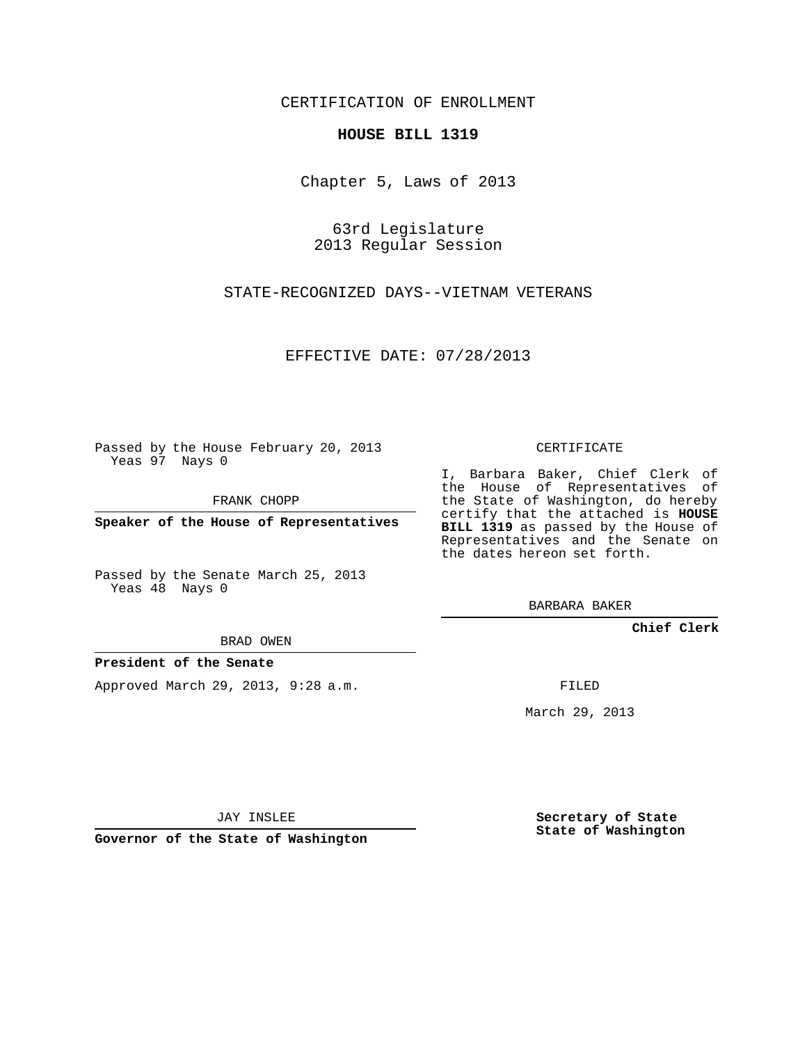CERTIFICATION OF ENROLLMENT

**HOUSE BILL 1319**

Chapter 5, Laws of 2013

63rd Legislature
2013 Regular Session

STATE-RECOGNIZED DAYS--VIETNAM VETERANS

EFFECTIVE DATE: 07/28/2013

Passed by the House February 20, 2013
Yeas 97 Nays 0

FRANK CHOPP

**Speaker of the House of Representatives**

Passed by the Senate March 25, 2013
Yeas 48 Nays 0

BRAD OWEN

**President of the Senate**

Approved March 29, 2013, 9:28 a.m.

JAY INSLEE

**Governor of the State of Washington**

CERTIFICATE

I, Barbara Baker, Chief Clerk of the House of Representatives of the State of Washington, do hereby certify that the attached is **HOUSE BILL 1319** as passed by the House of Representatives and the Senate on the dates hereon set forth.

BARBARA BAKER

**Chief Clerk**

FILED

March 29, 2013

**Secretary of State**
**State of Washington**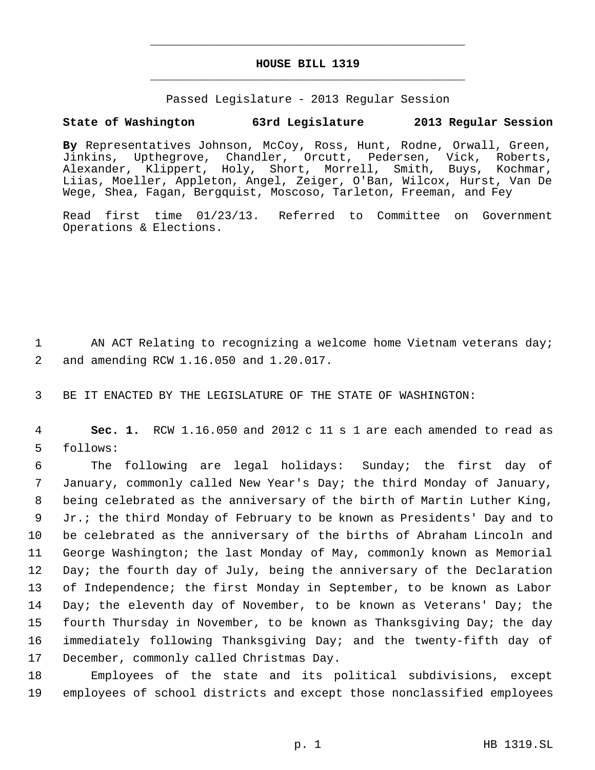# HOUSE BILL 1319

Passed Legislature - 2013 Regular Session

**State of Washington 63rd Legislature 2013 Regular Session**

**By** Representatives Johnson, McCoy, Ross, Hunt, Rodne, Orwall, Green, Jinkins, Upthegrove, Chandler, Orcutt, Pedersen, Vick, Roberts, Alexander, Klippert, Holy, Short, Morrell, Smith, Buys, Kochmar, Liias, Moeller, Appleton, Angel, Zeiger, O'Ban, Wilcox, Hurst, Van De Wege, Shea, Fagan, Bergquist, Moscoso, Tarleton, Freeman, and Fey

Read first time 01/23/13. Referred to Committee on Government Operations & Elections.

1 AN ACT Relating to recognizing a welcome home Vietnam veterans day;
2 and amending RCW 1.16.050 and 1.20.017.

3 BE IT ENACTED BY THE LEGISLATURE OF THE STATE OF WASHINGTON:

4 **Sec. 1.** RCW 1.16.050 and 2012 c 11 s 1 are each amended to read as
5 follows:

6 The following are legal holidays: Sunday; the first day of
7 January, commonly called New Year's Day; the third Monday of January,
8 being celebrated as the anniversary of the birth of Martin Luther King,
9 Jr.; the third Monday of February to be known as Presidents' Day and to
10 be celebrated as the anniversary of the births of Abraham Lincoln and
11 George Washington; the last Monday of May, commonly known as Memorial
12 Day; the fourth day of July, being the anniversary of the Declaration
13 of Independence; the first Monday in September, to be known as Labor
14 Day; the eleventh day of November, to be known as Veterans' Day; the
15 fourth Thursday in November, to be known as Thanksgiving Day; the day
16 immediately following Thanksgiving Day; and the twenty-fifth day of
17 December, commonly called Christmas Day.

18 Employees of the state and its political subdivisions, except
19 employees of school districts and except those nonclassified employees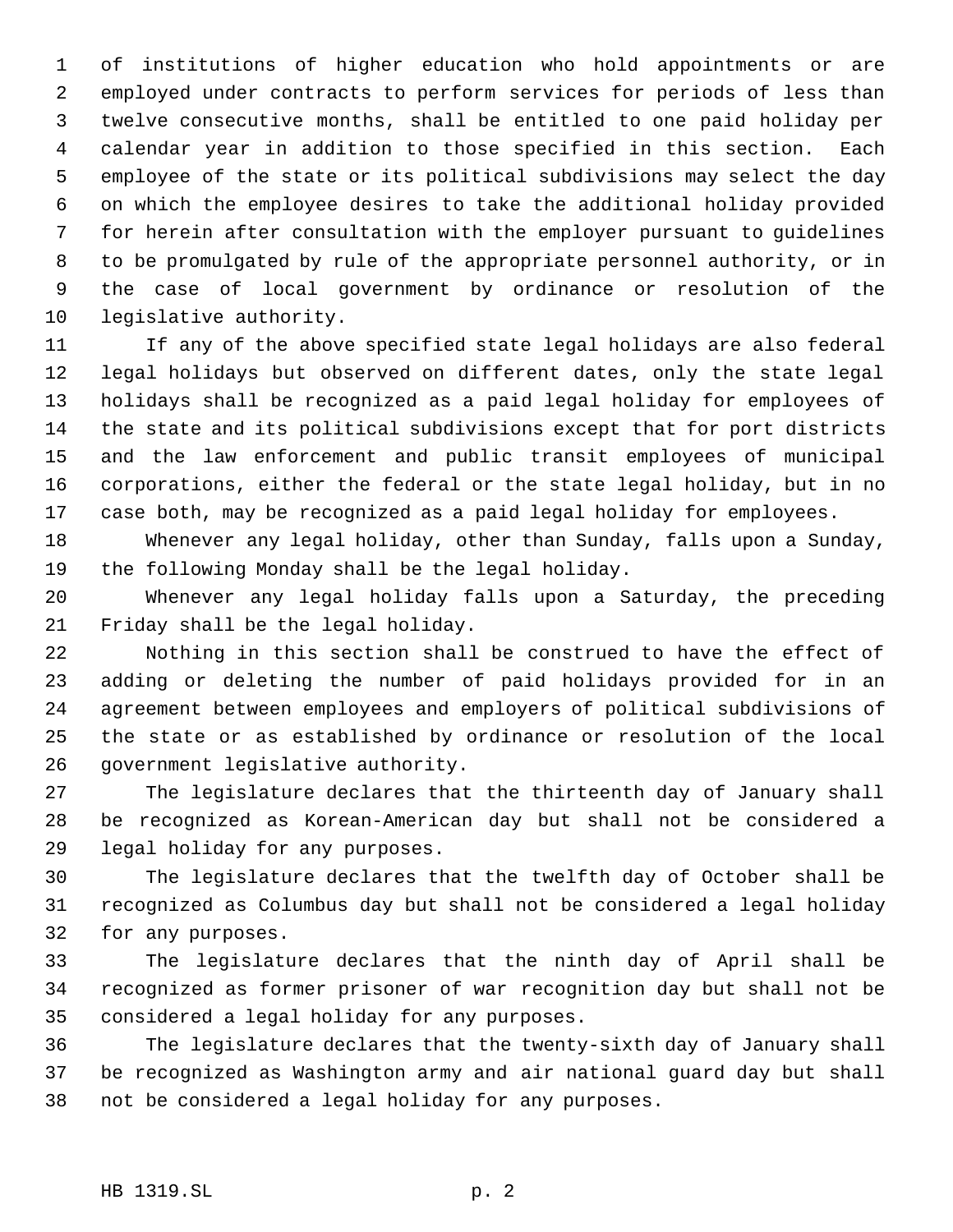of institutions of higher education who hold appointments or are employed under contracts to perform services for periods of less than twelve consecutive months, shall be entitled to one paid holiday per calendar year in addition to those specified in this section. Each employee of the state or its political subdivisions may select the day on which the employee desires to take the additional holiday provided for herein after consultation with the employer pursuant to guidelines to be promulgated by rule of the appropriate personnel authority, or in the case of local government by ordinance or resolution of the legislative authority.

If any of the above specified state legal holidays are also federal legal holidays but observed on different dates, only the state legal holidays shall be recognized as a paid legal holiday for employees of the state and its political subdivisions except that for port districts and the law enforcement and public transit employees of municipal corporations, either the federal or the state legal holiday, but in no case both, may be recognized as a paid legal holiday for employees.

Whenever any legal holiday, other than Sunday, falls upon a Sunday, the following Monday shall be the legal holiday.

Whenever any legal holiday falls upon a Saturday, the preceding Friday shall be the legal holiday.

Nothing in this section shall be construed to have the effect of adding or deleting the number of paid holidays provided for in an agreement between employees and employers of political subdivisions of the state or as established by ordinance or resolution of the local government legislative authority.

The legislature declares that the thirteenth day of January shall be recognized as Korean-American day but shall not be considered a legal holiday for any purposes.

The legislature declares that the twelfth day of October shall be recognized as Columbus day but shall not be considered a legal holiday for any purposes.

The legislature declares that the ninth day of April shall be recognized as former prisoner of war recognition day but shall not be considered a legal holiday for any purposes.

The legislature declares that the twenty-sixth day of January shall be recognized as Washington army and air national guard day but shall not be considered a legal holiday for any purposes.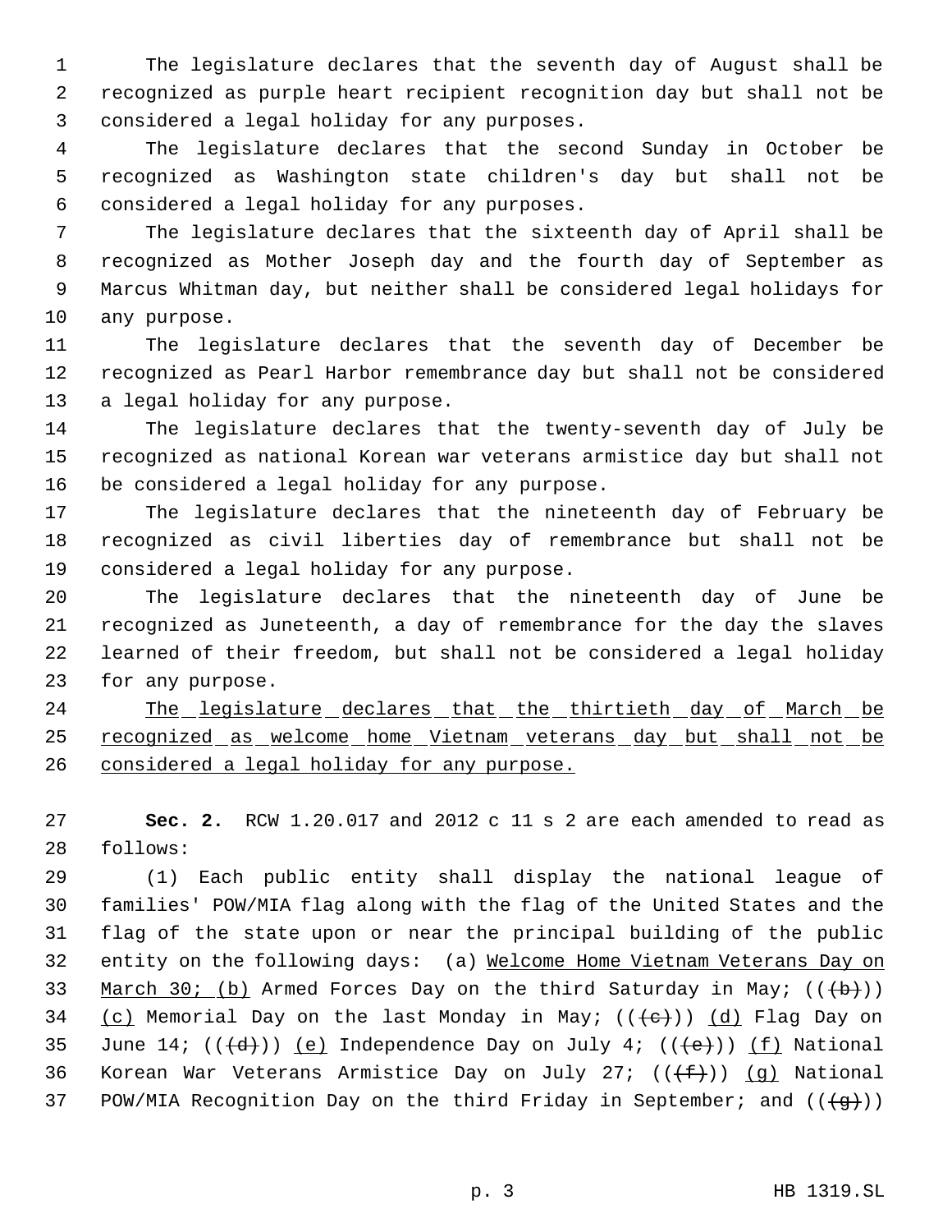The legislature declares that the seventh day of August shall be recognized as purple heart recipient recognition day but shall not be considered a legal holiday for any purposes.

The legislature declares that the second Sunday in October be recognized as Washington state children's day but shall not be considered a legal holiday for any purposes.

The legislature declares that the sixteenth day of April shall be recognized as Mother Joseph day and the fourth day of September as Marcus Whitman day, but neither shall be considered legal holidays for any purpose.

The legislature declares that the seventh day of December be recognized as Pearl Harbor remembrance day but shall not be considered a legal holiday for any purpose.

The legislature declares that the twenty-seventh day of July be recognized as national Korean war veterans armistice day but shall not be considered a legal holiday for any purpose.

The legislature declares that the nineteenth day of February be recognized as civil liberties day of remembrance but shall not be considered a legal holiday for any purpose.

The legislature declares that the nineteenth day of June be recognized as Juneteenth, a day of remembrance for the day the slaves learned of their freedom, but shall not be considered a legal holiday for any purpose.

<u>The legislature declares that the thirtieth day of March be recognized as welcome home Vietnam veterans day but shall not be considered a legal holiday for any purpose.</u>

**Sec. 2.** RCW 1.20.017 and 2012 c 11 s 2 are each amended to read as follows:

(1) Each public entity shall display the national league of families' POW/MIA flag along with the flag of the United States and the flag of the state upon or near the principal building of the public entity on the following days: (a) <u>Welcome Home Vietnam Veterans Day on March 30; (b)</u> Armed Forces Day on the third Saturday in May; ((~~(b)~~)) <u>(c)</u> Memorial Day on the last Monday in May; ((~~(c)~~)) <u>(d)</u> Flag Day on June 14; ((~~(d)~~)) <u>(e)</u> Independence Day on July 4; ((~~(e)~~)) <u>(f)</u> National Korean War Veterans Armistice Day on July 27; ((~~(f)~~)) <u>(g)</u> National POW/MIA Recognition Day on the third Friday in September; and ((~~(g)~~))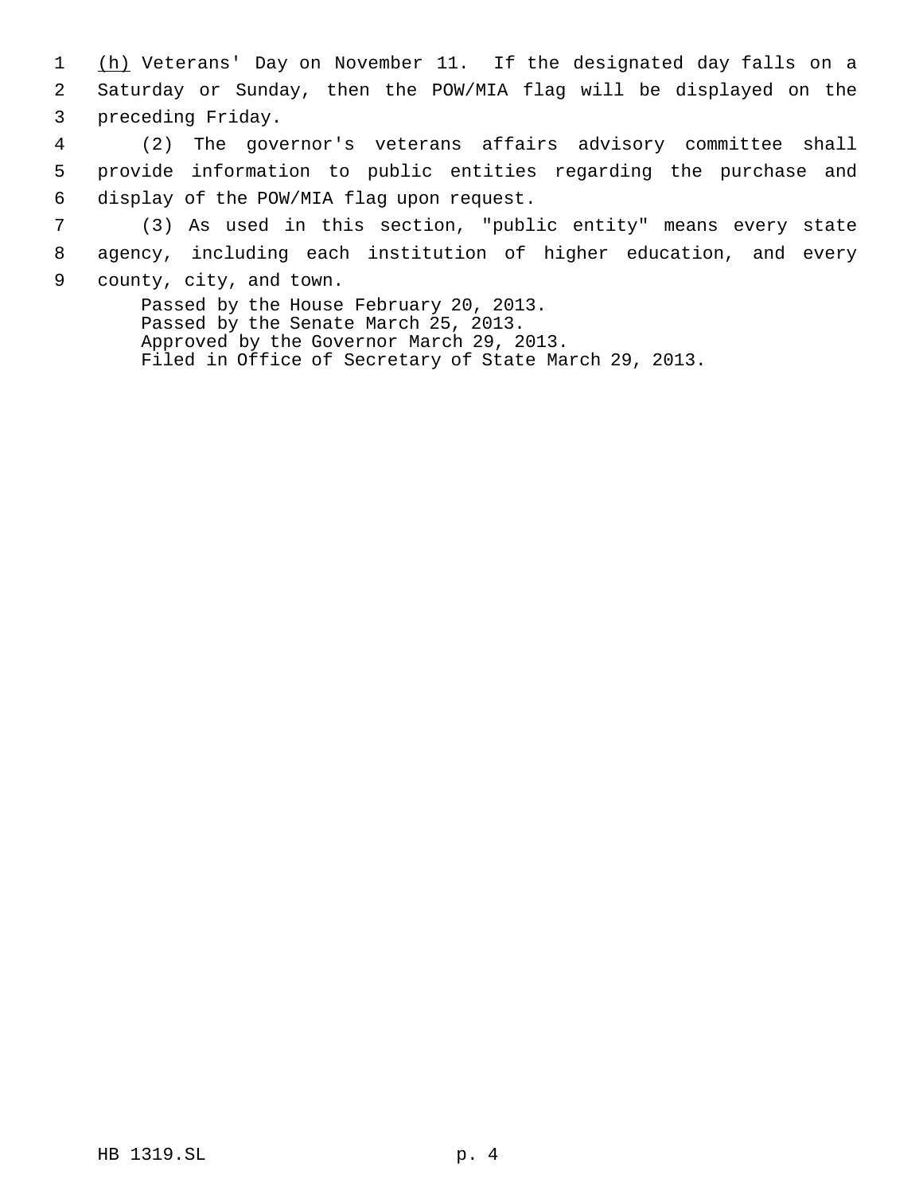(h) Veterans' Day on November 11. If the designated day falls on a Saturday or Sunday, then the POW/MIA flag will be displayed on the preceding Friday.

(2) The governor's veterans affairs advisory committee shall provide information to public entities regarding the purchase and display of the POW/MIA flag upon request.

(3) As used in this section, "public entity" means every state agency, including each institution of higher education, and every county, city, and town.

Passed by the House February 20, 2013.
Passed by the Senate March 25, 2013.
Approved by the Governor March 29, 2013.
Filed in Office of Secretary of State March 29, 2013.